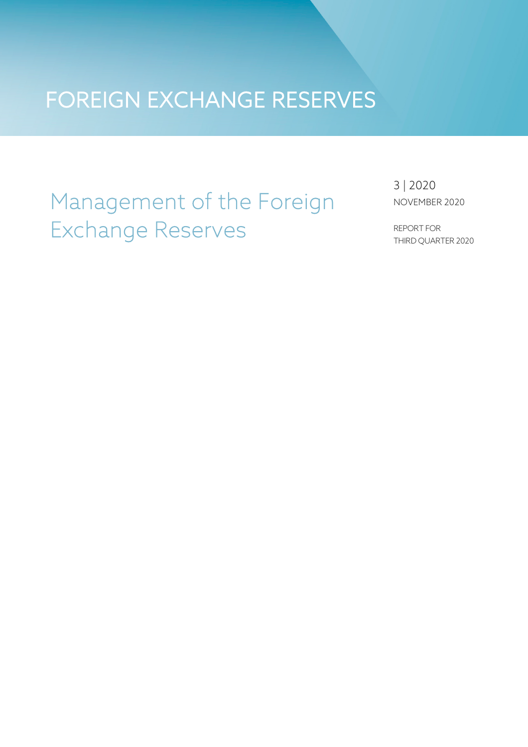# FOREIGN EXCHANGE RESERVES

## Management of the Foreign Exchange Reserves

3 | 2020

NOVEMBER 2020

REPORT FOR THIRD QUARTER 2020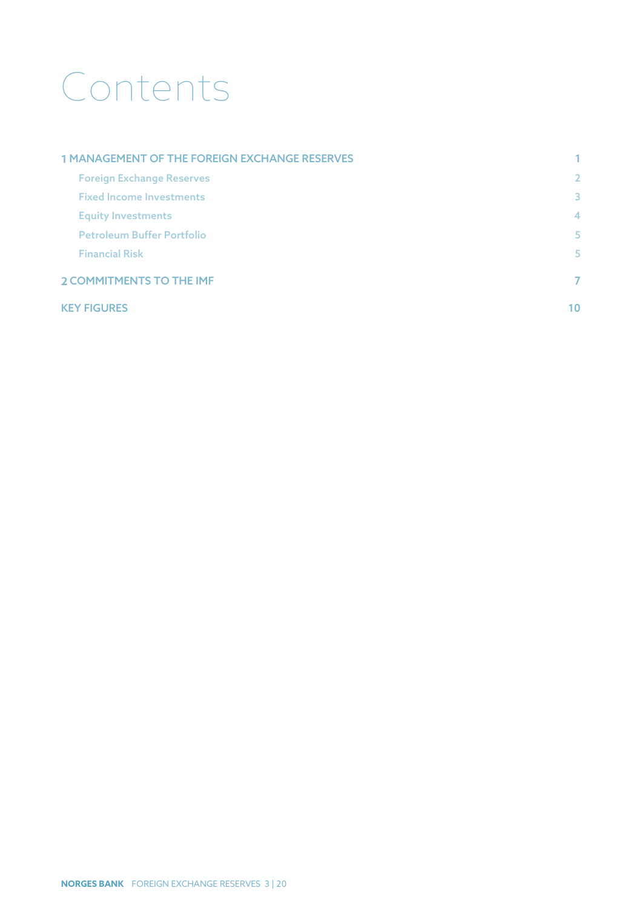# Contents

| | |
|---|---|
| **1 MANAGEMENT OF THE FOREIGN EXCHANGE RESERVES** | 1 |
| Foreign Exchange Reserves | 2 |
| Fixed Income Investments | 3 |
| Equity Investments | 4 |
| Petroleum Buffer Portfolio | 5 |
| Financial Risk | 5 |
| **2 COMMITMENTS TO THE IMF** | 7 |
| **KEY FIGURES** | 10 |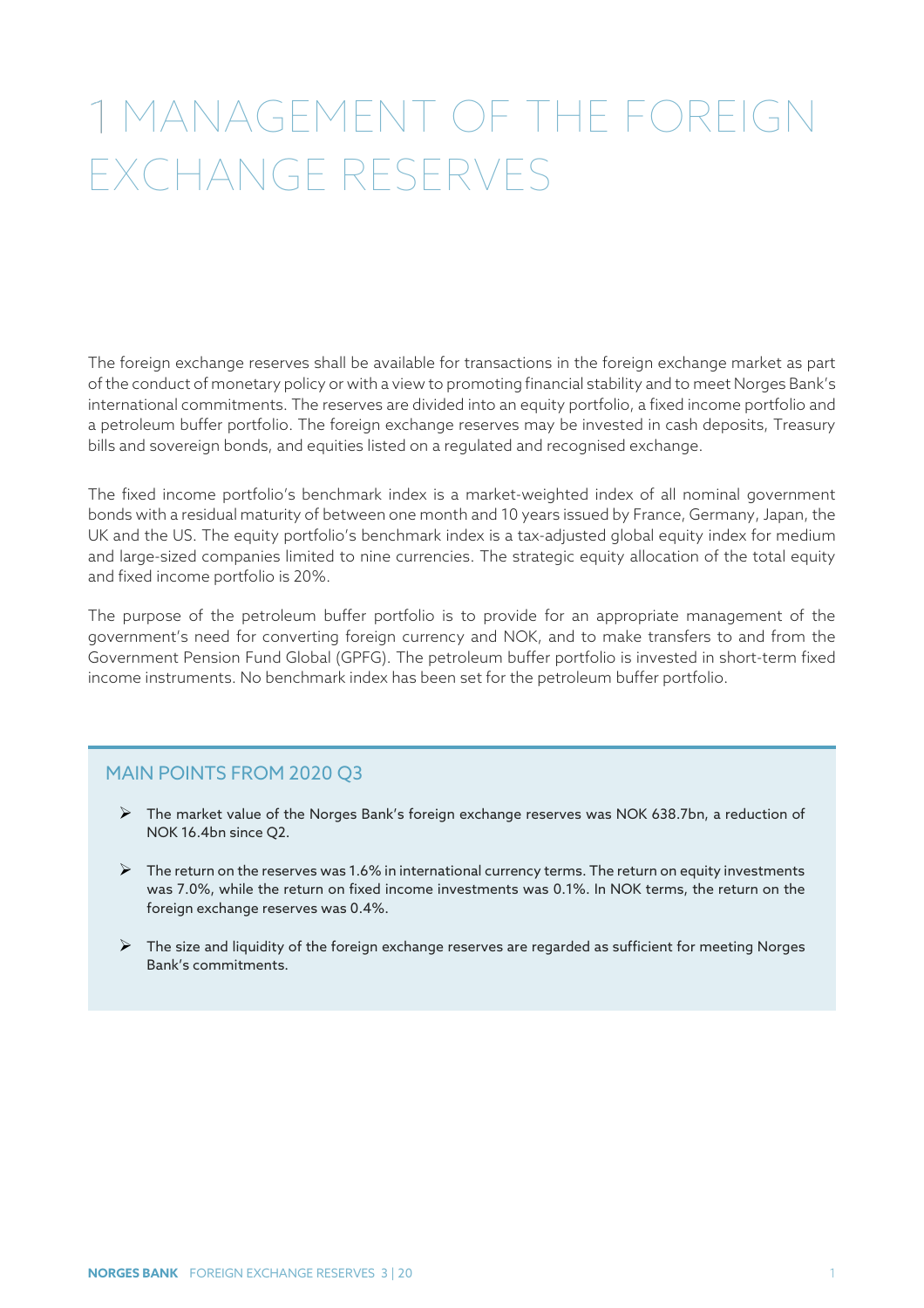# 1 MANAGEMENT OF THE FOREIGN EXCHANGE RESERVES

The foreign exchange reserves shall be available for transactions in the foreign exchange market as part of the conduct of monetary policy or with a view to promoting financial stability and to meet Norges Bank's international commitments. The reserves are divided into an equity portfolio, a fixed income portfolio and a petroleum buffer portfolio. The foreign exchange reserves may be invested in cash deposits, Treasury bills and sovereign bonds, and equities listed on a regulated and recognised exchange.

The fixed income portfolio's benchmark index is a market-weighted index of all nominal government bonds with a residual maturity of between one month and 10 years issued by France, Germany, Japan, the UK and the US. The equity portfolio's benchmark index is a tax-adjusted global equity index for medium and large-sized companies limited to nine currencies. The strategic equity allocation of the total equity and fixed income portfolio is 20%.

The purpose of the petroleum buffer portfolio is to provide for an appropriate management of the government's need for converting foreign currency and NOK, and to make transfers to and from the Government Pension Fund Global (GPFG). The petroleum buffer portfolio is invested in short-term fixed income instruments. No benchmark index has been set for the petroleum buffer portfolio.

## MAIN POINTS FROM 2020 Q3

- The market value of the Norges Bank's foreign exchange reserves was NOK 638.7bn, a reduction of NOK 16.4bn since Q2.
- The return on the reserves was 1.6% in international currency terms. The return on equity investments was 7.0%, while the return on fixed income investments was 0.1%. In NOK terms, the return on the foreign exchange reserves was 0.4%.
- The size and liquidity of the foreign exchange reserves are regarded as sufficient for meeting Norges Bank's commitments.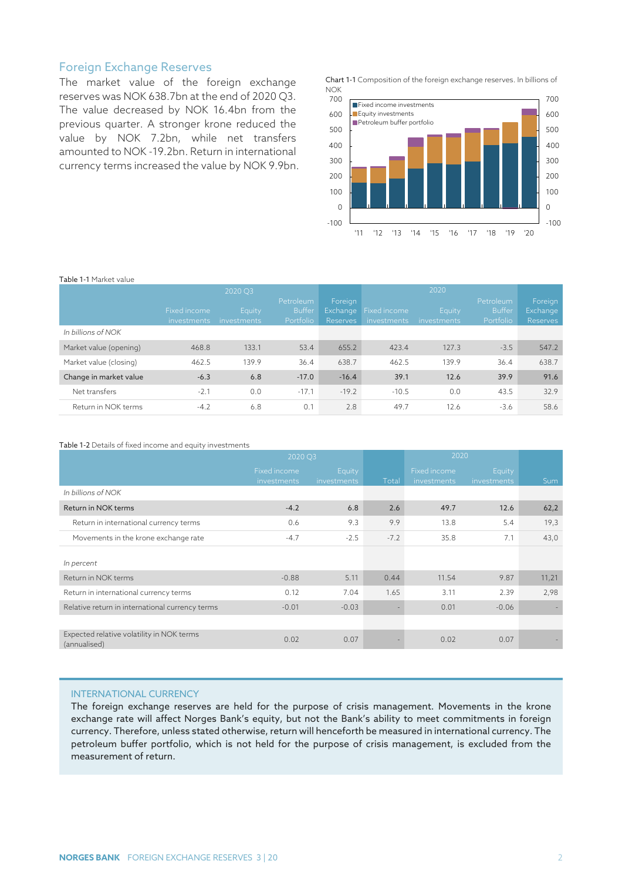## Foreign Exchange Reserves

The market value of the foreign exchange reserves was NOK 638.7bn at the end of 2020 Q3. The value decreased by NOK 16.4bn from the previous quarter. A stronger krone reduced the value by NOK 7.2bn, while net transfers amounted to NOK -19.2bn. Return in international currency terms increased the value by NOK 9.9bn.

**Chart 1-1** Composition of the foreign exchange reserves. In billions of NOK

Table 1-1 Market value

| | 2020 Q3 | | | | 2020 | | | |
|---|---|---|---|---|---|---|---|---|
| | Fixed income investments | Equity investments | Petroleum Buffer Portfolio | Foreign Exchange Reserves | Fixed income investments | Equity investments | Petroleum Buffer Portfolio | Foreign Exchange Reserves |
| *In billions of NOK* | | | | | | | | |
| Market value (opening) | 468.8 | 133.1 | 53.4 | 655.2 | 423.4 | 127.3 | -3.5 | 547.2 |
| Market value (closing) | 462.5 | 139.9 | 36.4 | 638.7 | 462.5 | 139.9 | 36.4 | 638.7 |
| Change in market value | -6.3 | 6.8 | -17.0 | -16.4 | 39.1 | 12.6 | 39.9 | 91.6 |
| Net transfers | -2.1 | 0.0 | -17.1 | -19.2 | -10.5 | 0.0 | 43.5 | 32.9 |
| Return in NOK terms | -4.2 | 6.8 | 0.1 | 2.8 | 49.7 | 12.6 | -3.6 | 58.6 |

Table 1-2 Details of fixed income and equity investments

| | 2020 Q3 | | | 2020 | | |
|---|---|---|---|---|---|---|
| | Fixed income investments | Equity investments | Total | Fixed income investments | Equity investments | Sum |
| *In billions of NOK* | | | | | | |
| Return in NOK terms | -4.2 | 6.8 | 2.6 | 49.7 | 12.6 | 62,2 |
| Return in international currency terms | 0.6 | 9.3 | 9.9 | 13.8 | 5.4 | 19,3 |
| Movements in the krone exchange rate | -4.7 | -2.5 | -7.2 | 35.8 | 7.1 | 43,0 |
| | | | | | | |
| *In percent* | | | | | | |
| Return in NOK terms | -0.88 | 5.11 | 0.44 | 11.54 | 9.87 | 11,21 |
| Return in international currency terms | 0.12 | 7.04 | 1.65 | 3.11 | 2.39 | 2,98 |
| Relative return in international currency terms | -0.01 | -0.03 | - | 0.01 | -0.06 | - |
| | | | | | | |
| Expected relative volatility in NOK terms (annualised) | 0.02 | 0.07 | - | 0.02 | 0.07 | - |

### INTERNATIONAL CURRENCY

The foreign exchange reserves are held for the purpose of crisis management. Movements in the krone exchange rate will affect Norges Bank's equity, but not the Bank's ability to meet commitments in foreign currency. Therefore, unless stated otherwise, return will henceforth be measured in international currency. The petroleum buffer portfolio, which is not held for the purpose of crisis management, is excluded from the measurement of return.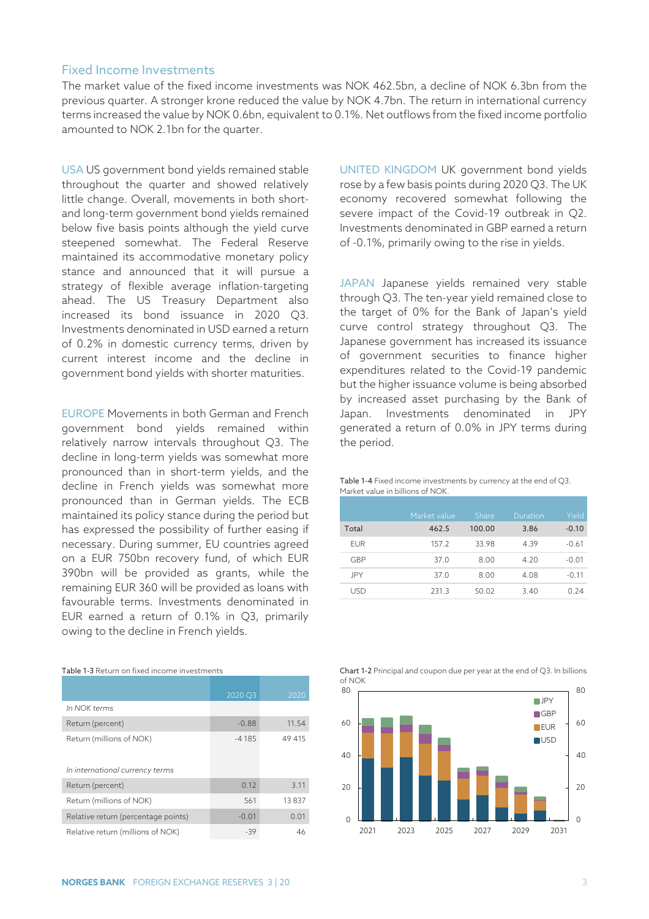## Fixed Income Investments

The market value of the fixed income investments was NOK 462.5bn, a decline of NOK 6.3bn from the previous quarter. A stronger krone reduced the value by NOK 4.7bn. The return in international currency terms increased the value by NOK 0.6bn, equivalent to 0.1%. Net outflows from the fixed income portfolio amounted to NOK 2.1bn for the quarter.

USA US government bond yields remained stable throughout the quarter and showed relatively little change. Overall, movements in both short- and long-term government bond yields remained below five basis points although the yield curve steepened somewhat. The Federal Reserve maintained its accommodative monetary policy stance and announced that it will pursue a strategy of flexible average inflation-targeting ahead. The US Treasury Department also increased its bond issuance in 2020 Q3. Investments denominated in USD earned a return of 0.2% in domestic currency terms, driven by current interest income and the decline in government bond yields with shorter maturities.

EUROPE Movements in both German and French government bond yields remained within relatively narrow intervals throughout Q3. The decline in long-term yields was somewhat more pronounced than in short-term yields, and the decline in French yields was somewhat more pronounced than in German yields. The ECB maintained its policy stance during the period but has expressed the possibility of further easing if necessary. During summer, EU countries agreed on a EUR 750bn recovery fund, of which EUR 390bn will be provided as grants, while the remaining EUR 360 will be provided as loans with favourable terms. Investments denominated in EUR earned a return of 0.1% in Q3, primarily owing to the decline in French yields.

UNITED KINGDOM UK government bond yields rose by a few basis points during 2020 Q3. The UK economy recovered somewhat following the severe impact of the Covid-19 outbreak in Q2. Investments denominated in GBP earned a return of -0.1%, primarily owing to the rise in yields.

JAPAN Japanese yields remained very stable through Q3. The ten-year yield remained close to the target of 0% for the Bank of Japan's yield curve control strategy throughout Q3. The Japanese government has increased its issuance of government securities to finance higher expenditures related to the Covid-19 pandemic but the higher issuance volume is being absorbed by increased asset purchasing by the Bank of Japan. Investments denominated in JPY generated a return of 0.0% in JPY terms during the period.

Table 1-4 Fixed income investments by currency at the end of Q3. Market value in billions of NOK.

| | Market value | Share | Duration | Yield |
|---|---|---|---|---|
| Total | 462.5 | 100.00 | 3.86 | -0.10 |
| EUR | 157.2 | 33.98 | 4.39 | -0.61 |
| GBP | 37.0 | 8.00 | 4.20 | -0.01 |
| JPY | 37.0 | 8.00 | 4.08 | -0.11 |
| USD | 231.3 | 50.02 | 3.40 | 0.24 |

Table 1-3 Return on fixed income investments

| | 2020 Q3 | 2020 |
|---|---|---|
| *In NOK terms* | | |
| Return (percent) | -0.88 | 11.54 |
| Return (millions of NOK) | -4 185 | 49 415 |
| | | |
| *In international currency terms* | | |
| Return (percent) | 0.12 | 3.11 |
| Return (millions of NOK) | 561 | 13 837 |
| Relative return (percentage points) | -0.01 | 0.01 |
| Relative return (millions of NOK) | -39 | 46 |

Chart 1-2 Principal and coupon due per year at the end of Q3. In billions of NOK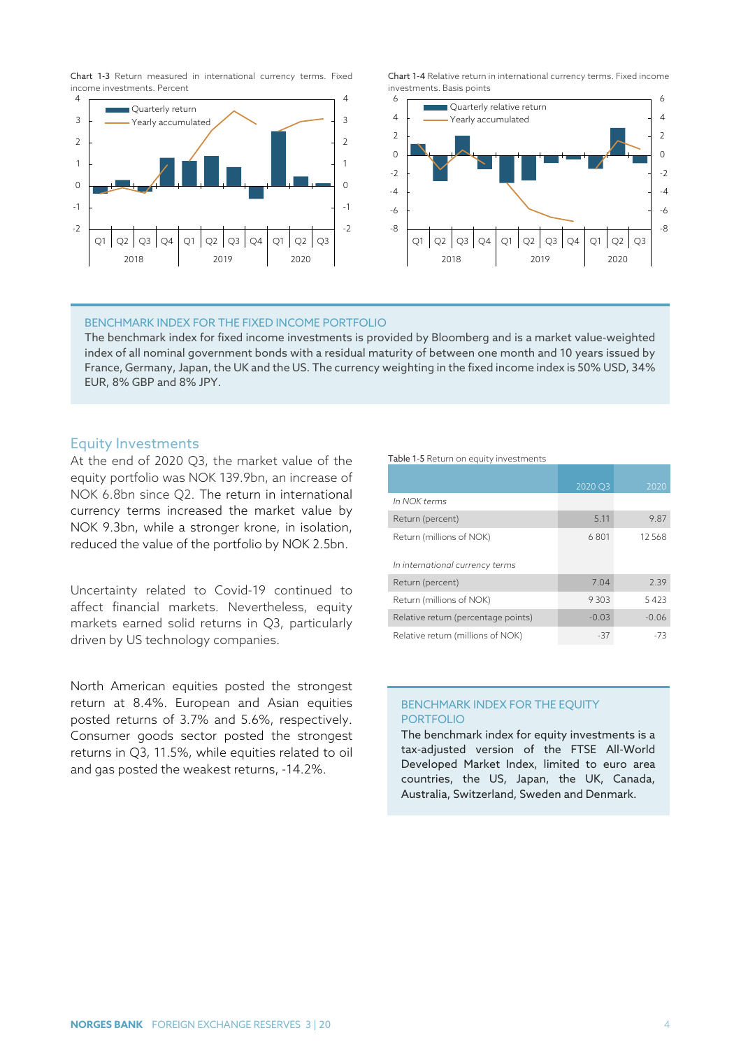Chart 1-3 Return measured in international currency terms. Fixed income investments. Percent

Chart 1-4 Relative return in international currency terms. Fixed income investments. Basis points

### BENCHMARK INDEX FOR THE FIXED INCOME PORTFOLIO

The benchmark index for fixed income investments is provided by Bloomberg and is a market value-weighted index of all nominal government bonds with a residual maturity of between one month and 10 years issued by France, Germany, Japan, the UK and the US. The currency weighting in the fixed income index is 50% USD, 34% EUR, 8% GBP and 8% JPY.

## Equity Investments

At the end of 2020 Q3, the market value of the equity portfolio was NOK 139.9bn, an increase of NOK 6.8bn since Q2. The return in international currency terms increased the market value by NOK 9.3bn, while a stronger krone, in isolation, reduced the value of the portfolio by NOK 2.5bn.

Uncertainty related to Covid-19 continued to affect financial markets. Nevertheless, equity markets earned solid returns in Q3, particularly driven by US technology companies.

North American equities posted the strongest return at 8.4%. European and Asian equities posted returns of 3.7% and 5.6%, respectively. Consumer goods sector posted the strongest returns in Q3, 11.5%, while equities related to oil and gas posted the weakest returns, -14.2%.

Table 1-5 Return on equity investments

| | 2020 Q3 | 2020 |
|---|---|---|
| *In NOK terms* | | |
| Return (percent) | 5.11 | 9.87 |
| Return (millions of NOK) | 6 801 | 12 568 |
| *In international currency terms* | | |
| Return (percent) | 7.04 | 2.39 |
| Return (millions of NOK) | 9 303 | 5 423 |
| Relative return (percentage points) | -0.03 | -0.06 |
| Relative return (millions of NOK) | -37 | -73 |

### BENCHMARK INDEX FOR THE EQUITY PORTFOLIO

The benchmark index for equity investments is a tax-adjusted version of the FTSE All-World Developed Market Index, limited to euro area countries, the US, Japan, the UK, Canada, Australia, Switzerland, Sweden and Denmark.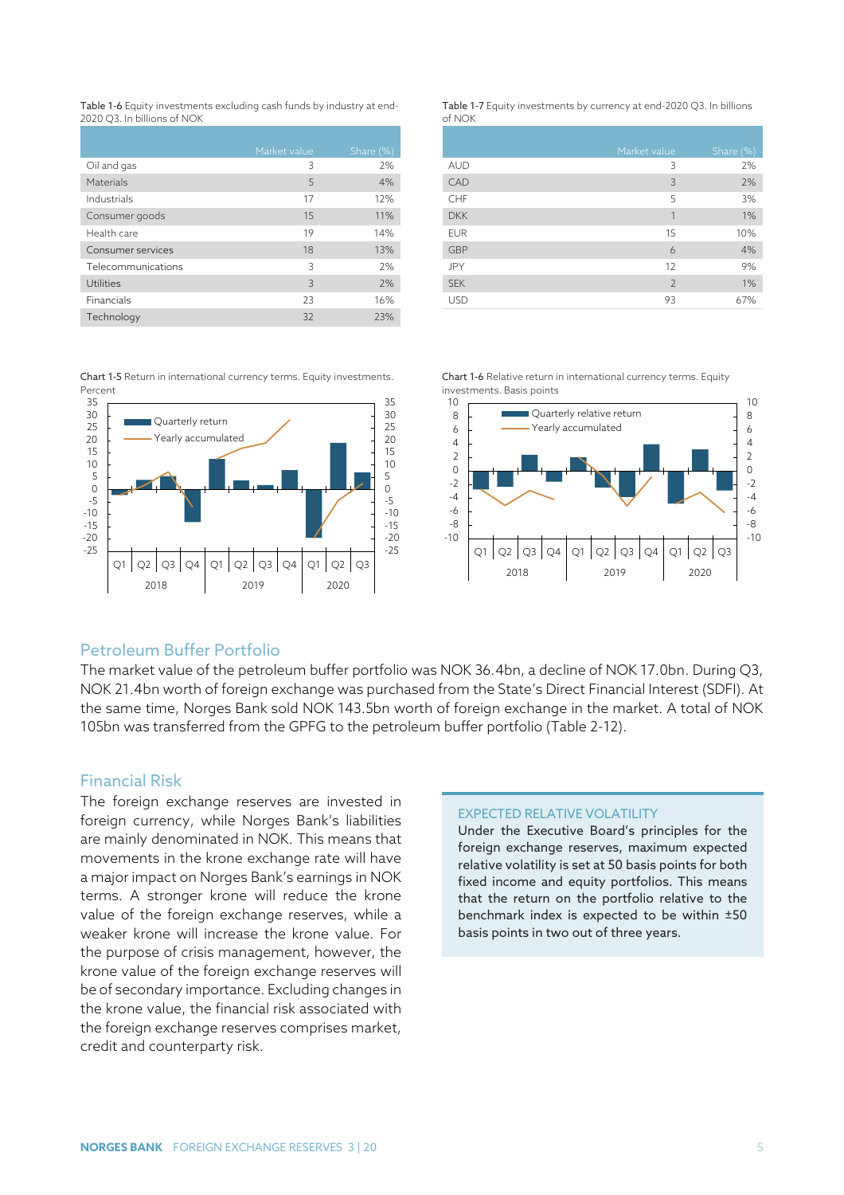Table 1-6 Equity investments excluding cash funds by industry at end-2020 Q3. In billions of NOK

| | Market value | Share (%) |
|---|---|---|
| Oil and gas | 3 | 2% |
| Materials | 5 | 4% |
| Industrials | 17 | 12% |
| Consumer goods | 15 | 11% |
| Health care | 19 | 14% |
| Consumer services | 18 | 13% |
| Telecommunications | 3 | 2% |
| Utilities | 3 | 2% |
| Financials | 23 | 16% |
| Technology | 32 | 23% |

Table 1-7 Equity investments by currency at end-2020 Q3. In billions of NOK

| | Market value | Share (%) |
|---|---|---|
| AUD | 3 | 2% |
| CAD | 3 | 2% |
| CHF | 5 | 3% |
| DKK | 1 | 1% |
| EUR | 15 | 10% |
| GBP | 6 | 4% |
| JPY | 12 | 9% |
| SEK | 2 | 1% |
| USD | 93 | 67% |

Chart 1-5 Return in international currency terms. Equity investments. Percent

Chart 1-6 Relative return in international currency terms. Equity investments. Basis points

## Petroleum Buffer Portfolio

The market value of the petroleum buffer portfolio was NOK 36.4bn, a decline of NOK 17.0bn. During Q3, NOK 21.4bn worth of foreign exchange was purchased from the State's Direct Financial Interest (SDFI). At the same time, Norges Bank sold NOK 143.5bn worth of foreign exchange in the market. A total of NOK 105bn was transferred from the GPFG to the petroleum buffer portfolio (Table 2-12).

## Financial Risk

The foreign exchange reserves are invested in foreign currency, while Norges Bank's liabilities are mainly denominated in NOK. This means that movements in the krone exchange rate will have a major impact on Norges Bank's earnings in NOK terms. A stronger krone will reduce the krone value of the foreign exchange reserves, while a weaker krone will increase the krone value. For the purpose of crisis management, however, the krone value of the foreign exchange reserves will be of secondary importance. Excluding changes in the krone value, the financial risk associated with the foreign exchange reserves comprises market, credit and counterparty risk.

### EXPECTED RELATIVE VOLATILITY

Under the Executive Board's principles for the foreign exchange reserves, maximum expected relative volatility is set at 50 basis points for both fixed income and equity portfolios. This means that the return on the portfolio relative to the benchmark index is expected to be within ±50 basis points in two out of three years.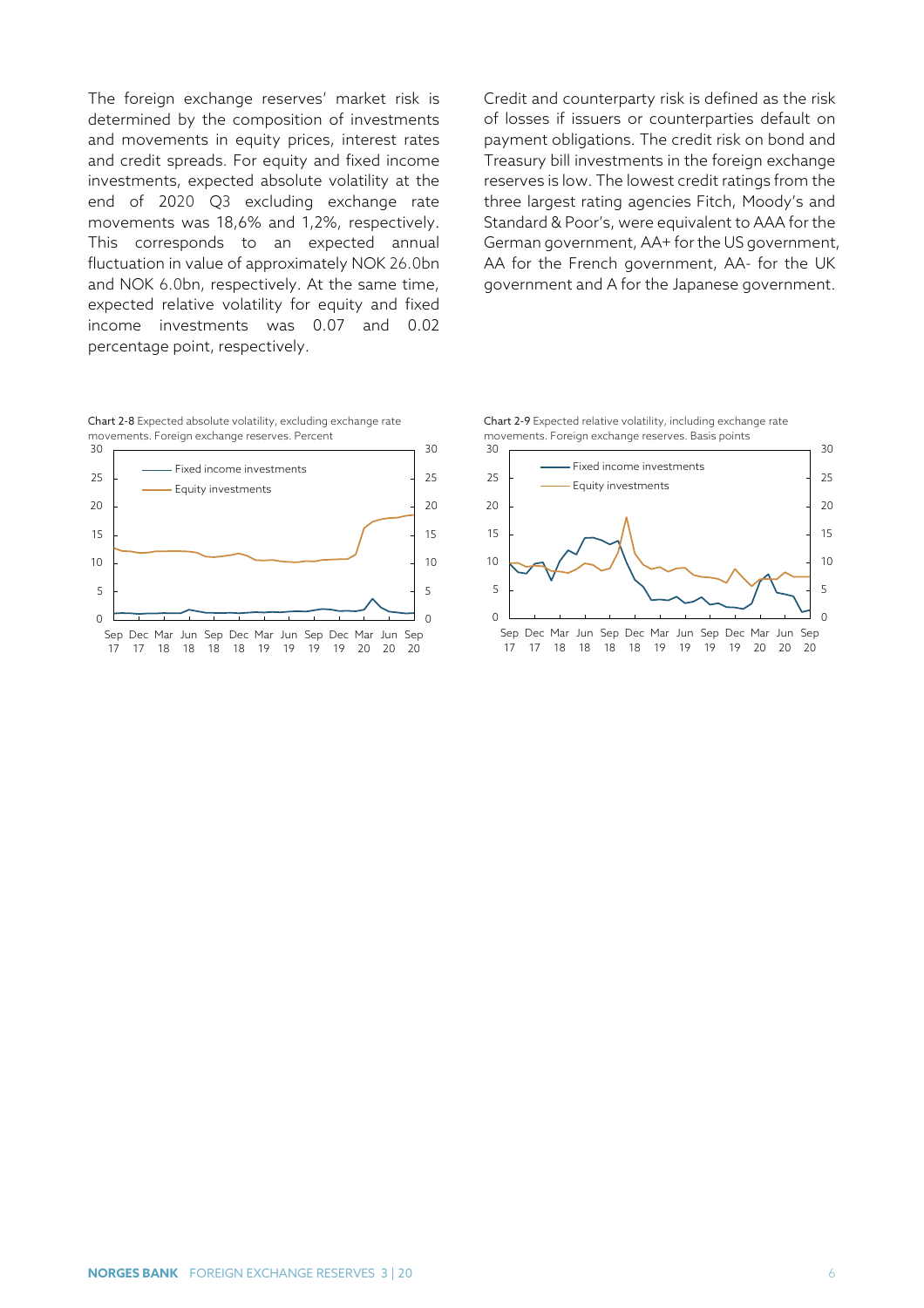The foreign exchange reserves' market risk is determined by the composition of investments and movements in equity prices, interest rates and credit spreads. For equity and fixed income investments, expected absolute volatility at the end of 2020 Q3 excluding exchange rate movements was 18,6% and 1,2%, respectively. This corresponds to an expected annual fluctuation in value of approximately NOK 26.0bn and NOK 6.0bn, respectively. At the same time, expected relative volatility for equity and fixed income investments was 0.07 and 0.02 percentage point, respectively.

Credit and counterparty risk is defined as the risk of losses if issuers or counterparties default on payment obligations. The credit risk on bond and Treasury bill investments in the foreign exchange reserves is low. The lowest credit ratings from the three largest rating agencies Fitch, Moody's and Standard & Poor's, were equivalent to AAA for the German government, AA+ for the US government, AA for the French government, AA- for the UK government and A for the Japanese government.

**Chart 2-8** Expected absolute volatility, excluding exchange rate movements. Foreign exchange reserves. Percent

**Chart 2-9** Expected relative volatility, including exchange rate movements. Foreign exchange reserves. Basis points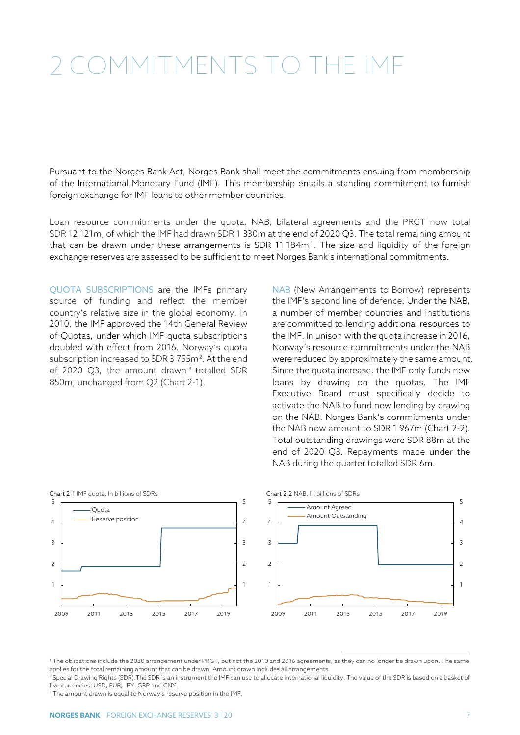# 2 COMMITMENTS TO THE IMF

Pursuant to the Norges Bank Act, Norges Bank shall meet the commitments ensuing from membership of the International Monetary Fund (IMF). This membership entails a standing commitment to furnish foreign exchange for IMF loans to other member countries.

Loan resource commitments under the quota, NAB, bilateral agreements and the PRGT now total SDR 12 121m, of which the IMF had drawn SDR 1 330m at the end of 2020 Q3. The total remaining amount that can be drawn under these arrangements is SDR 11 184m[1]. The size and liquidity of the foreign exchange reserves are assessed to be sufficient to meet Norges Bank's international commitments.

QUOTA SUBSCRIPTIONS are the IMFs primary source of funding and reflect the member country's relative size in the global economy. In 2010, the IMF approved the 14th General Review of Quotas, under which IMF quota subscriptions doubled with effect from 2016. Norway's quota subscription increased to SDR 3 755m[2]. At the end of 2020 Q3, the amount drawn[3] totalled SDR 850m, unchanged from Q2 (Chart 2-1).

NAB (New Arrangements to Borrow) represents the IMF's second line of defence. Under the NAB, a number of member countries and institutions are committed to lending additional resources to the IMF. In unison with the quota increase in 2016, Norway's resource commitments under the NAB were reduced by approximately the same amount. Since the quota increase, the IMF only funds new loans by drawing on the quotas. The IMF Executive Board must specifically decide to activate the NAB to fund new lending by drawing on the NAB. Norges Bank's commitments under the NAB now amount to SDR 1 967m (Chart 2-2). Total outstanding drawings were SDR 88m at the end of 2020 Q3. Repayments made under the NAB during the quarter totalled SDR 6m.

**Chart 2-1** IMF quota. In billions of SDRs

**Chart 2-2** NAB. In billions of SDRs

[1] The obligations include the 2020 arrangement under PRGT, but not the 2010 and 2016 agreements, as they can no longer be drawn upon. The same applies for the total remaining amount that can be drawn. Amount drawn includes all arrangements.

[2] Special Drawing Rights (SDR).The SDR is an instrument the IMF can use to allocate international liquidity. The value of the SDR is based on a basket of five currencies: USD, EUR, JPY, GBP and CNY.

[3] The amount drawn is equal to Norway's reserve position in the IMF.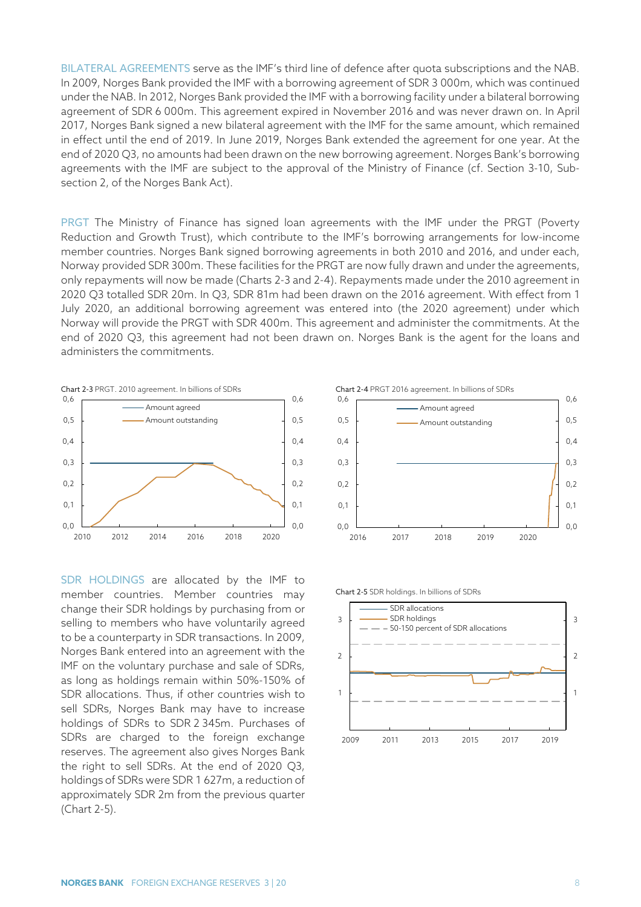BILATERAL AGREEMENTS serve as the IMF's third line of defence after quota subscriptions and the NAB. In 2009, Norges Bank provided the IMF with a borrowing agreement of SDR 3 000m, which was continued under the NAB. In 2012, Norges Bank provided the IMF with a borrowing facility under a bilateral borrowing agreement of SDR 6 000m. This agreement expired in November 2016 and was never drawn on. In April 2017, Norges Bank signed a new bilateral agreement with the IMF for the same amount, which remained in effect until the end of 2019. In June 2019, Norges Bank extended the agreement for one year. At the end of 2020 Q3, no amounts had been drawn on the new borrowing agreement. Norges Bank's borrowing agreements with the IMF are subject to the approval of the Ministry of Finance (cf. Section 3-10, Subsection 2, of the Norges Bank Act).

PRGT The Ministry of Finance has signed loan agreements with the IMF under the PRGT (Poverty Reduction and Growth Trust), which contribute to the IMF's borrowing arrangements for low-income member countries. Norges Bank signed borrowing agreements in both 2010 and 2016, and under each, Norway provided SDR 300m. These facilities for the PRGT are now fully drawn and under the agreements, only repayments will now be made (Charts 2-3 and 2-4). Repayments made under the 2010 agreement in 2020 Q3 totalled SDR 20m. In Q3, SDR 81m had been drawn on the 2016 agreement. With effect from 1 July 2020, an additional borrowing agreement was entered into (the 2020 agreement) under which Norway will provide the PRGT with SDR 400m. This agreement and administer the commitments. At the end of 2020 Q3, this agreement had not been drawn on. Norges Bank is the agent for the loans and administers the commitments.

Chart 2-3 PRGT. 2010 agreement. In billions of SDRs

Chart 2-4 PRGT 2016 agreement. In billions of SDRs

SDR HOLDINGS are allocated by the IMF to member countries. Member countries may change their SDR holdings by purchasing from or selling to members who have voluntarily agreed to be a counterparty in SDR transactions. In 2009, Norges Bank entered into an agreement with the IMF on the voluntary purchase and sale of SDRs, as long as holdings remain within 50%-150% of SDR allocations. Thus, if other countries wish to sell SDRs, Norges Bank may have to increase holdings of SDRs to SDR 2 345m. Purchases of SDRs are charged to the foreign exchange reserves. The agreement also gives Norges Bank the right to sell SDRs. At the end of 2020 Q3, holdings of SDRs were SDR 1 627m, a reduction of approximately SDR 2m from the previous quarter (Chart 2-5).

Chart 2-5 SDR holdings. In billions of SDRs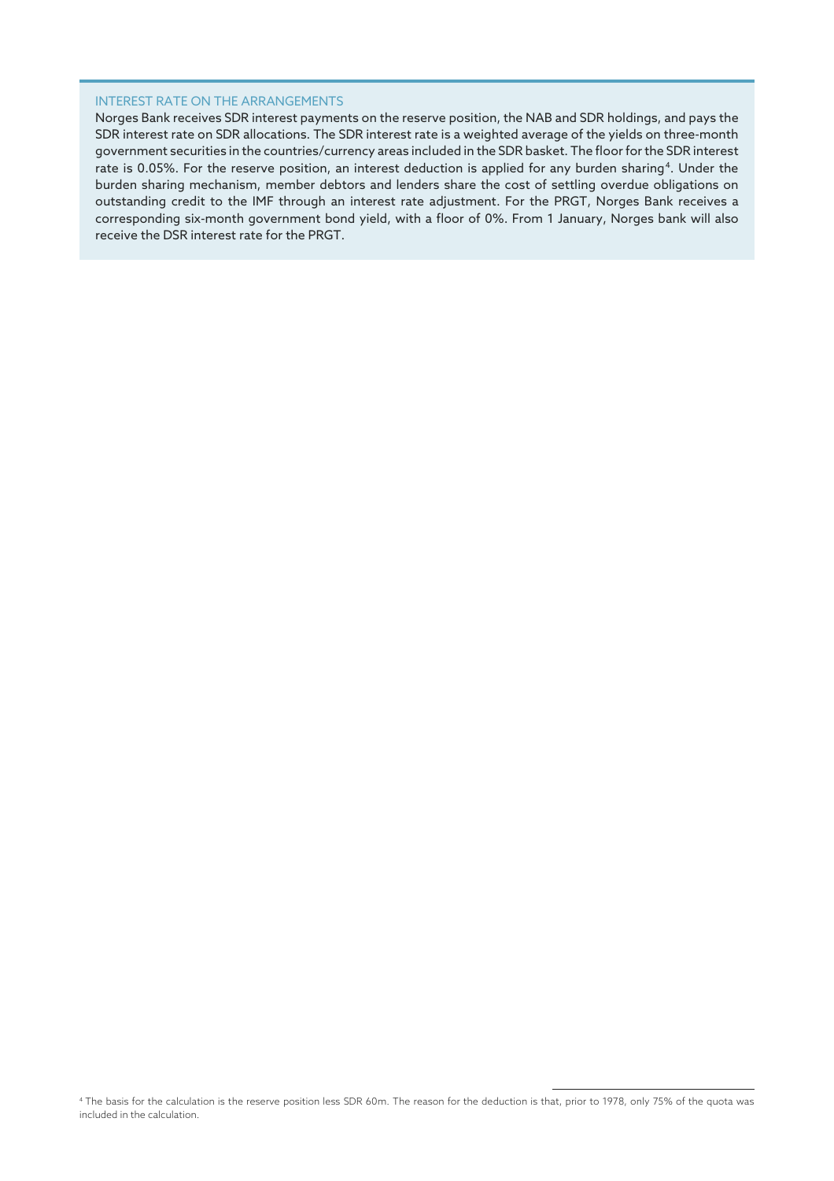### INTEREST RATE ON THE ARRANGEMENTS

Norges Bank receives SDR interest payments on the reserve position, the NAB and SDR holdings, and pays the SDR interest rate on SDR allocations. The SDR interest rate is a weighted average of the yields on three-month government securities in the countries/currency areas included in the SDR basket. The floor for the SDR interest rate is 0.05%. For the reserve position, an interest deduction is applied for any burden sharing[4]. Under the burden sharing mechanism, member debtors and lenders share the cost of settling overdue obligations on outstanding credit to the IMF through an interest rate adjustment. For the PRGT, Norges Bank receives a corresponding six-month government bond yield, with a floor of 0%. From 1 January, Norges bank will also receive the DSR interest rate for the PRGT.

[4] The basis for the calculation is the reserve position less SDR 60m. The reason for the deduction is that, prior to 1978, only 75% of the quota was included in the calculation.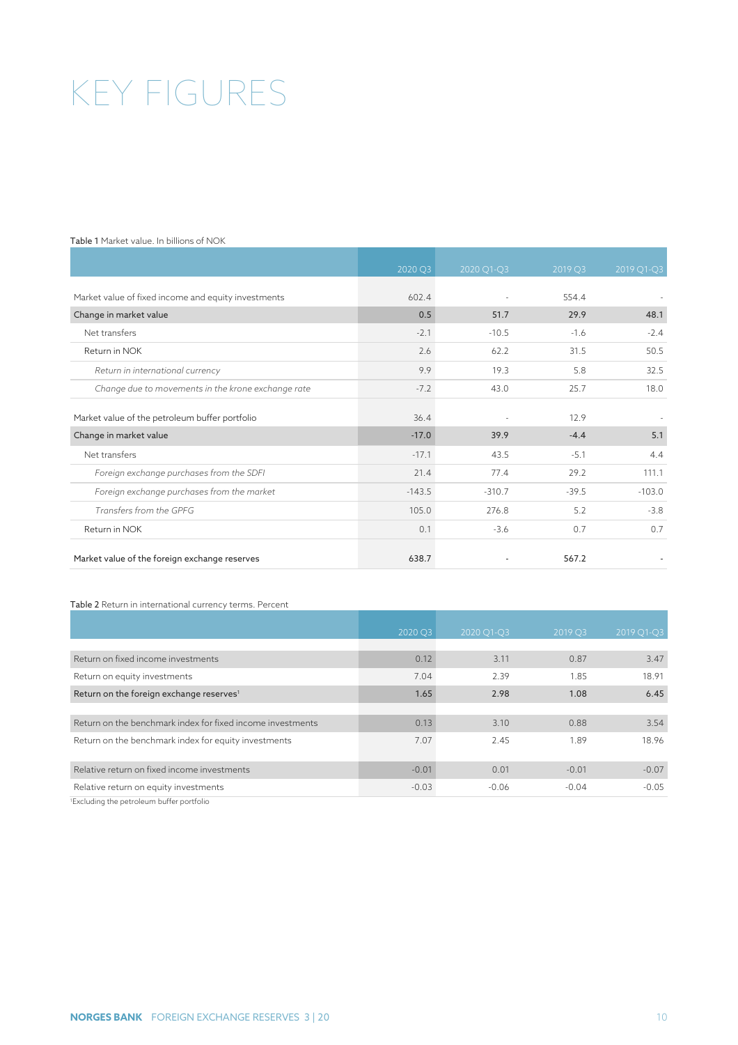# KEY FIGURES

**Table 1** Market value. In billions of NOK

| | 2020 Q3 | 2020 Q1-Q3 | 2019 Q3 | 2019 Q1-Q3 |
|---|---|---|---|---|
| Market value of fixed income and equity investments | 602.4 | - | 554.4 | - |
| Change in market value | 0.5 | 51.7 | 29.9 | 48.1 |
| Net transfers | -2.1 | -10.5 | -1.6 | -2.4 |
| Return in NOK | 2.6 | 62.2 | 31.5 | 50.5 |
| *Return in international currency* | 9.9 | 19.3 | 5.8 | 32.5 |
| *Change due to movements in the krone exchange rate* | -7.2 | 43.0 | 25.7 | 18.0 |
| Market value of the petroleum buffer portfolio | 36.4 | - | 12.9 | - |
| Change in market value | -17.0 | 39.9 | -4.4 | 5.1 |
| Net transfers | -17.1 | 43.5 | -5.1 | 4.4 |
| *Foreign exchange purchases from the SDFI* | 21.4 | 77.4 | 29.2 | 111.1 |
| *Foreign exchange purchases from the market* | -143.5 | -310.7 | -39.5 | -103.0 |
| *Transfers from the GPFG* | 105.0 | 276.8 | 5.2 | -3.8 |
| Return in NOK | 0.1 | -3.6 | 0.7 | 0.7 |
| Market value of the foreign exchange reserves | 638.7 | - | 567.2 | - |

**Table 2** Return in international currency terms. Percent

| | 2020 Q3 | 2020 Q1-Q3 | 2019 Q3 | 2019 Q1-Q3 |
|---|---|---|---|---|
| Return on fixed income investments | 0.12 | 3.11 | 0.87 | 3.47 |
| Return on equity investments | 7.04 | 2.39 | 1.85 | 18.91 |
| Return on the foreign exchange reserves[1] | 1.65 | 2.98 | 1.08 | 6.45 |
| Return on the benchmark index for fixed income investments | 0.13 | 3.10 | 0.88 | 3.54 |
| Return on the benchmark index for equity investments | 7.07 | 2.45 | 1.89 | 18.96 |
| Relative return on fixed income investments | -0.01 | 0.01 | -0.01 | -0.07 |
| Relative return on equity investments | -0.03 | -0.06 | -0.04 | -0.05 |

[1]Excluding the petroleum buffer portfolio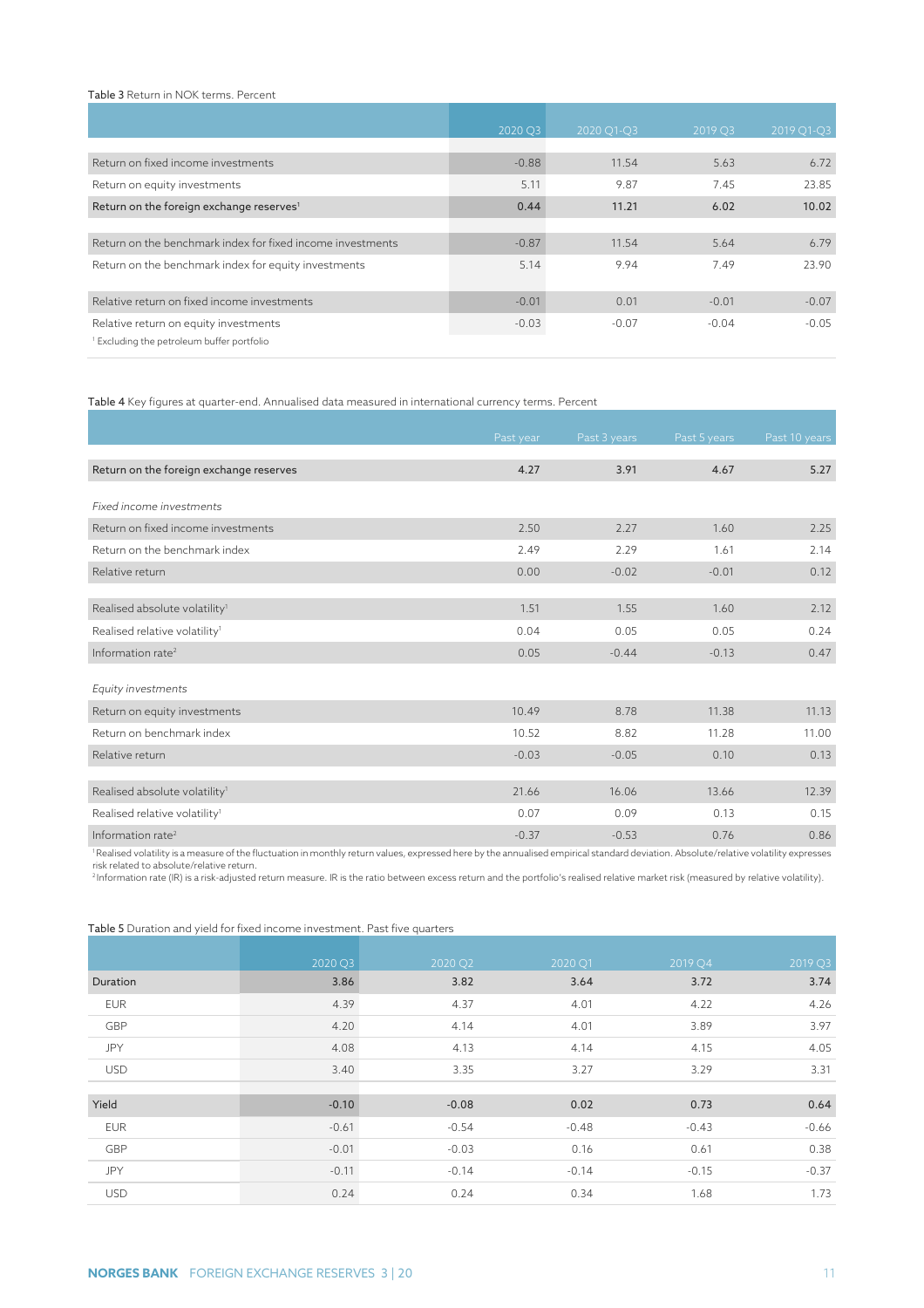Table 3 Return in NOK terms. Percent

| | 2020 Q3 | 2020 Q1-Q3 | 2019 Q3 | 2019 Q1-Q3 |
|---|---|---|---|---|
| Return on fixed income investments | -0.88 | 11.54 | 5.63 | 6.72 |
| Return on equity investments | 5.11 | 9.87 | 7.45 | 23.85 |
| **Return on the foreign exchange reserves**[1] | **0.44** | **11.21** | **6.02** | **10.02** |
| Return on the benchmark index for fixed income investments | -0.87 | 11.54 | 5.64 | 6.79 |
| Return on the benchmark index for equity investments | 5.14 | 9.94 | 7.49 | 23.90 |
| Relative return on fixed income investments | -0.01 | 0.01 | -0.01 | -0.07 |
| Relative return on equity investments | -0.03 | -0.07 | -0.04 | -0.05 |

[1] Excluding the petroleum buffer portfolio

Table 4 Key figures at quarter-end. Annualised data measured in international currency terms. Percent

| | Past year | Past 3 years | Past 5 years | Past 10 years |
|---|---|---|---|---|
| Return on the foreign exchange reserves | 4.27 | 3.91 | 4.67 | 5.27 |
| *Fixed income investments* | | | | |
| Return on fixed income investments | 2.50 | 2.27 | 1.60 | 2.25 |
| Return on the benchmark index | 2.49 | 2.29 | 1.61 | 2.14 |
| Relative return | 0.00 | -0.02 | -0.01 | 0.12 |
| Realised absolute volatility[1] | 1.51 | 1.55 | 1.60 | 2.12 |
| Realised relative volatility[1] | 0.04 | 0.05 | 0.05 | 0.24 |
| Information rate[2] | 0.05 | -0.44 | -0.13 | 0.47 |
| *Equity investments* | | | | |
| Return on equity investments | 10.49 | 8.78 | 11.38 | 11.13 |
| Return on benchmark index | 10.52 | 8.82 | 11.28 | 11.00 |
| Relative return | -0.03 | -0.05 | 0.10 | 0.13 |
| Realised absolute volatility[1] | 21.66 | 16.06 | 13.66 | 12.39 |
| Realised relative volatility[1] | 0.07 | 0.09 | 0.13 | 0.15 |
| Information rate[2] | -0.37 | -0.53 | 0.76 | 0.86 |

[1] Realised volatility is a measure of the fluctuation in monthly return values, expressed here by the annualised empirical standard deviation. Absolute/relative volatility expresses risk related to absolute/relative return.

[2] Information rate (IR) is a risk-adjusted return measure. IR is the ratio between excess return and the portfolio's realised relative market risk (measured by relative volatility).

Table 5 Duration and yield for fixed income investment. Past five quarters

| | 2020 Q3 | 2020 Q2 | 2020 Q1 | 2019 Q4 | 2019 Q3 |
|---|---|---|---|---|---|
| Duration | 3.86 | 3.82 | 3.64 | 3.72 | 3.74 |
| EUR | 4.39 | 4.37 | 4.01 | 4.22 | 4.26 |
| GBP | 4.20 | 4.14 | 4.01 | 3.89 | 3.97 |
| JPY | 4.08 | 4.13 | 4.14 | 4.15 | 4.05 |
| USD | 3.40 | 3.35 | 3.27 | 3.29 | 3.31 |
| Yield | -0.10 | -0.08 | 0.02 | 0.73 | 0.64 |
| EUR | -0.61 | -0.54 | -0.48 | -0.43 | -0.66 |
| GBP | -0.01 | -0.03 | 0.16 | 0.61 | 0.38 |
| JPY | -0.11 | -0.14 | -0.14 | -0.15 | -0.37 |
| USD | 0.24 | 0.24 | 0.34 | 1.68 | 1.73 |